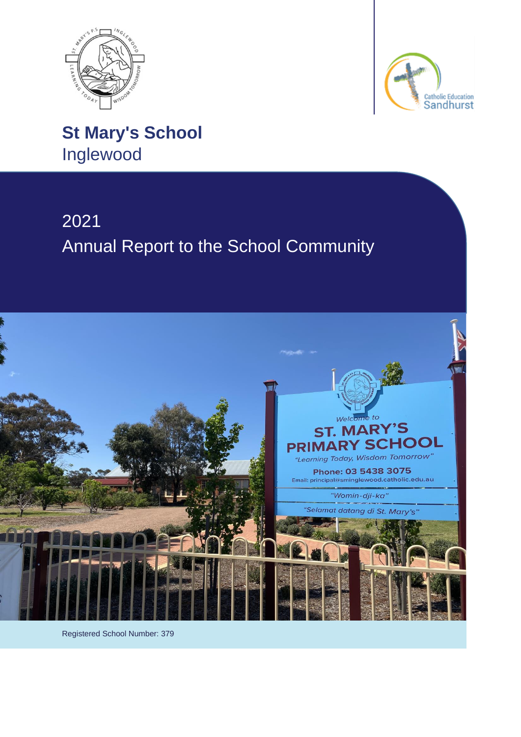# St Mary's School

Inglewood

## 2021

## Annual Report to the School Community

Registered School Number: 379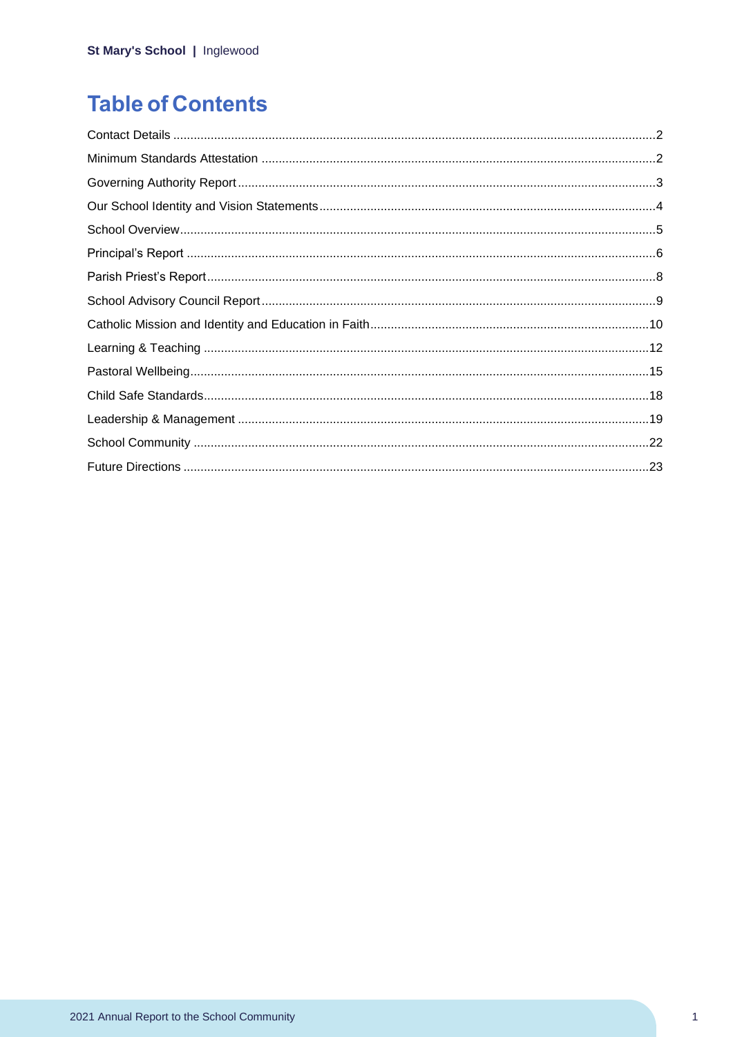# Table of Contents

Contact Details ........................................................................................................................................2
Minimum Standards Attestation ...............................................................................................................2
Governing Authority Report .....................................................................................................................3
Our School Identity and Vision Statements..............................................................................................4
School Overview.......................................................................................................................................5
Principal's Report .....................................................................................................................................6
Parish Priest's Report................................................................................................................................8
School Advisory Council Report ...............................................................................................................9
Catholic Mission and Identity and Education in Faith.............................................................................10
Learning & Teaching ...............................................................................................................................12
Pastoral Wellbeing...................................................................................................................................15
Child Safe Standards...............................................................................................................................18
Leadership & Management .....................................................................................................................19
School Community ..................................................................................................................................22
Future Directions .....................................................................................................................................23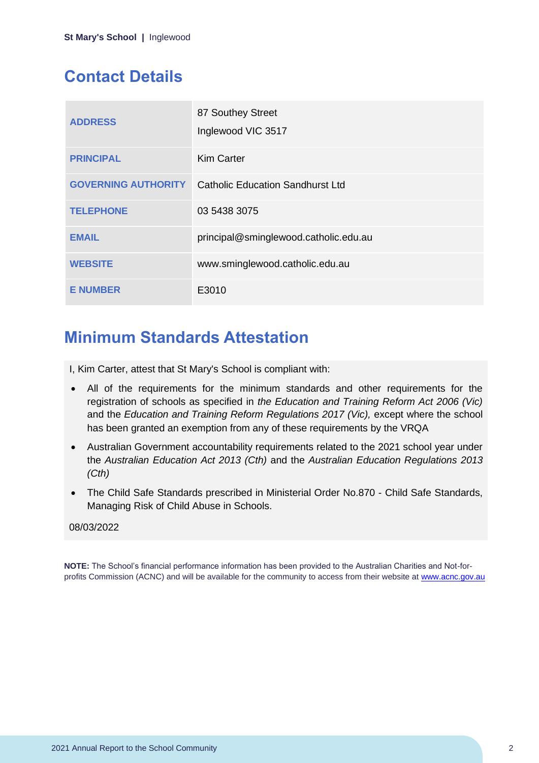## Contact Details

| | |
|---|---|
| **ADDRESS** | 87 Southey Street<br>Inglewood VIC 3517 |
| **PRINCIPAL** | Kim Carter |
| **GOVERNING AUTHORITY** | Catholic Education Sandhurst Ltd |
| **TELEPHONE** | 03 5438 3075 |
| **EMAIL** | principal@sminglewood.catholic.edu.au |
| **WEBSITE** | www.sminglewood.catholic.edu.au |
| **E NUMBER** | E3010 |

## Minimum Standards Attestation

I, Kim Carter, attest that St Mary's School is compliant with:

- All of the requirements for the minimum standards and other requirements for the registration of schools as specified in *the Education and Training Reform Act 2006 (Vic)* and the *Education and Training Reform Regulations 2017 (Vic),* except where the school has been granted an exemption from any of these requirements by the VRQA
- Australian Government accountability requirements related to the 2021 school year under the *Australian Education Act 2013 (Cth)* and the *Australian Education Regulations 2013 (Cth)*
- The Child Safe Standards prescribed in Ministerial Order No.870 - Child Safe Standards, Managing Risk of Child Abuse in Schools.

08/03/2022

**NOTE:** The School's financial performance information has been provided to the Australian Charities and Not-for-profits Commission (ACNC) and will be available for the community to access from their website at www.acnc.gov.au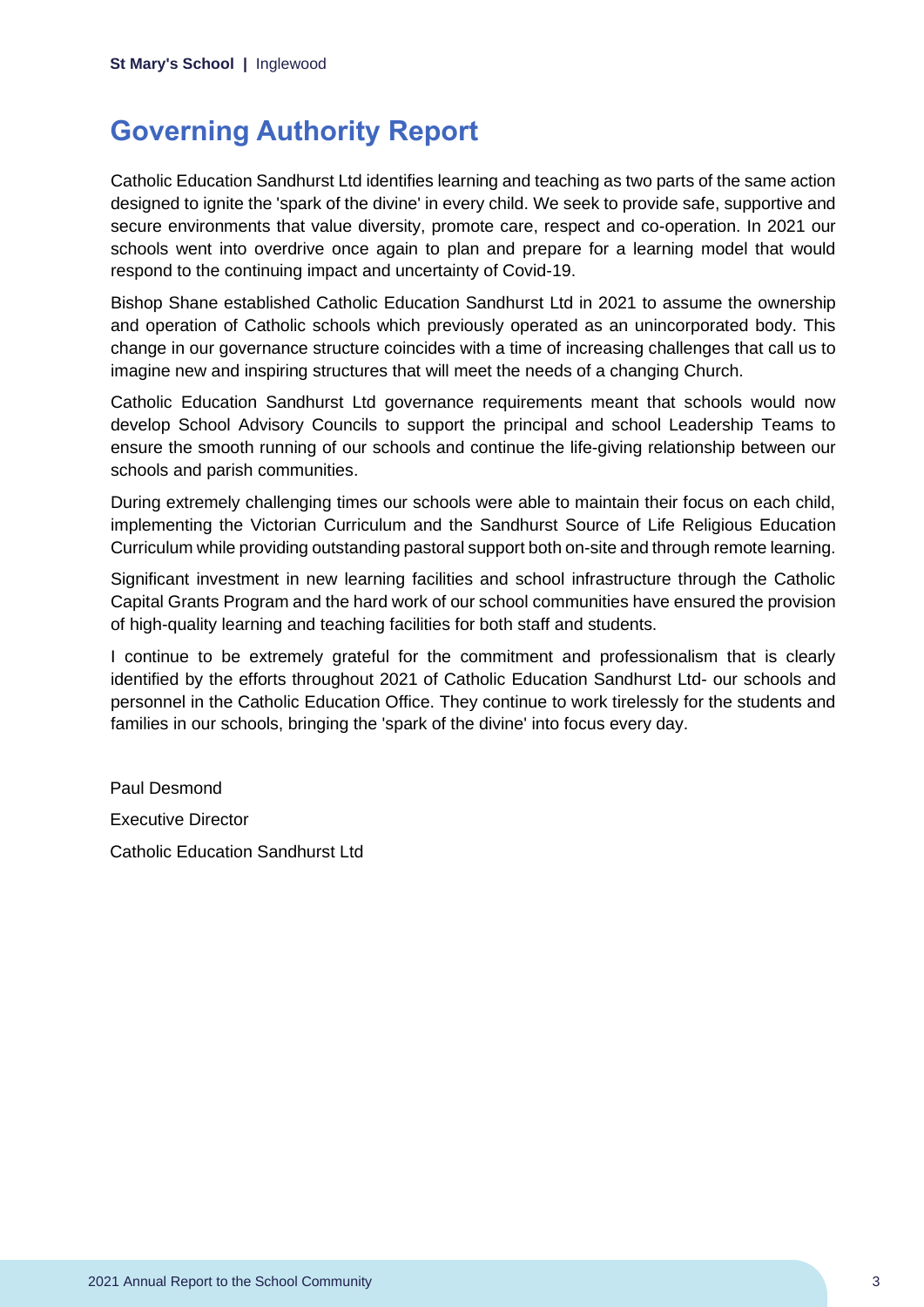# Governing Authority Report

Catholic Education Sandhurst Ltd identifies learning and teaching as two parts of the same action designed to ignite the 'spark of the divine' in every child. We seek to provide safe, supportive and secure environments that value diversity, promote care, respect and co-operation. In 2021 our schools went into overdrive once again to plan and prepare for a learning model that would respond to the continuing impact and uncertainty of Covid-19.

Bishop Shane established Catholic Education Sandhurst Ltd in 2021 to assume the ownership and operation of Catholic schools which previously operated as an unincorporated body. This change in our governance structure coincides with a time of increasing challenges that call us to imagine new and inspiring structures that will meet the needs of a changing Church.

Catholic Education Sandhurst Ltd governance requirements meant that schools would now develop School Advisory Councils to support the principal and school Leadership Teams to ensure the smooth running of our schools and continue the life-giving relationship between our schools and parish communities.

During extremely challenging times our schools were able to maintain their focus on each child, implementing the Victorian Curriculum and the Sandhurst Source of Life Religious Education Curriculum while providing outstanding pastoral support both on-site and through remote learning.

Significant investment in new learning facilities and school infrastructure through the Catholic Capital Grants Program and the hard work of our school communities have ensured the provision of high-quality learning and teaching facilities for both staff and students.

I continue to be extremely grateful for the commitment and professionalism that is clearly identified by the efforts throughout 2021 of Catholic Education Sandhurst Ltd- our schools and personnel in the Catholic Education Office. They continue to work tirelessly for the students and families in our schools, bringing the 'spark of the divine' into focus every day.

Paul Desmond

Executive Director

Catholic Education Sandhurst Ltd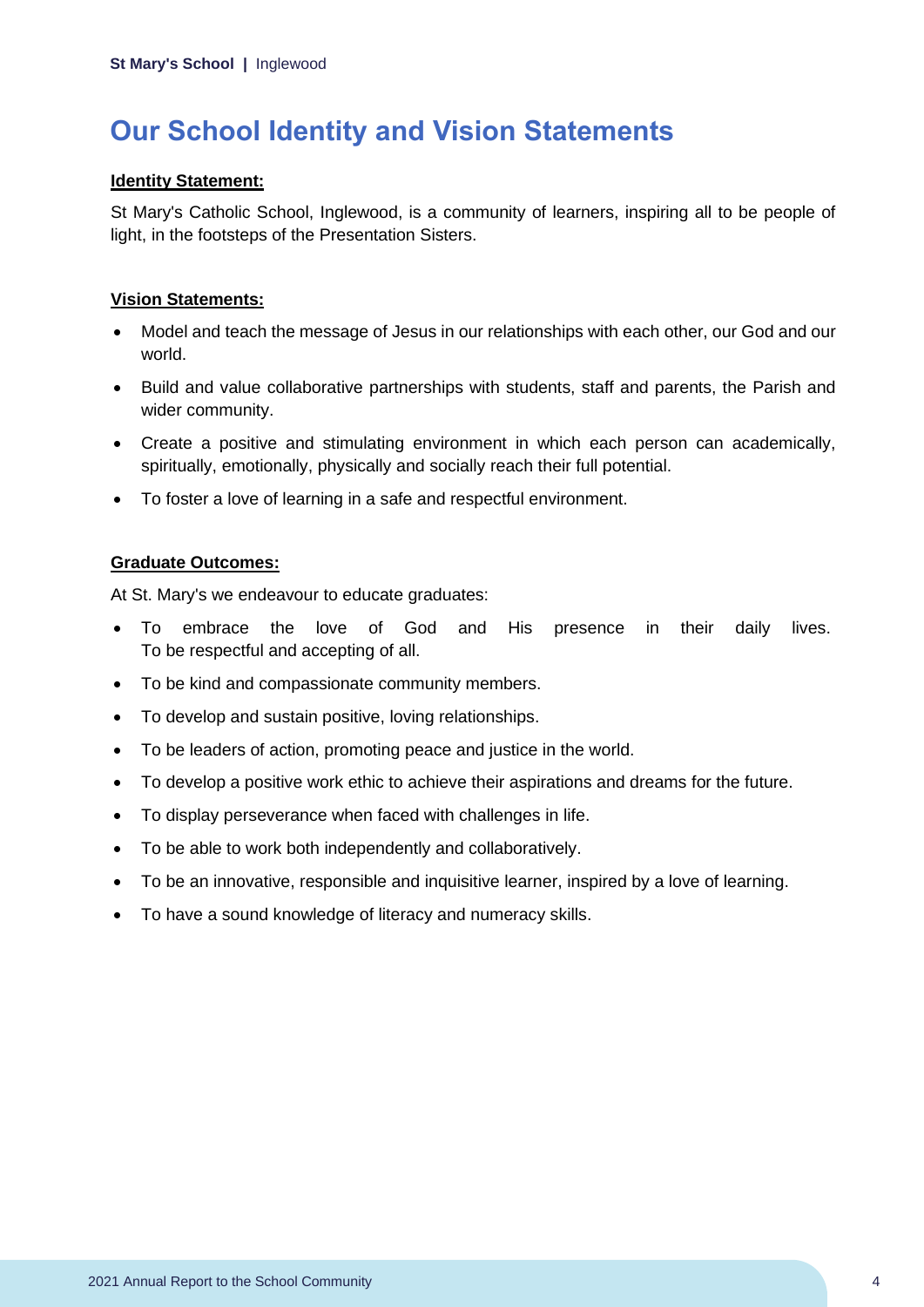# Our School Identity and Vision Statements

**Identity Statement:**

St Mary's Catholic School, Inglewood, is a community of learners, inspiring all to be people of light, in the footsteps of the Presentation Sisters.

**Vision Statements:**

- Model and teach the message of Jesus in our relationships with each other, our God and our world.
- Build and value collaborative partnerships with students, staff and parents, the Parish and wider community.
- Create a positive and stimulating environment in which each person can academically, spiritually, emotionally, physically and socially reach their full potential.
- To foster a love of learning in a safe and respectful environment.

**Graduate Outcomes:**

At St. Mary's we endeavour to educate graduates:

- To embrace the love of God and His presence in their daily lives. To be respectful and accepting of all.
- To be kind and compassionate community members.
- To develop and sustain positive, loving relationships.
- To be leaders of action, promoting peace and justice in the world.
- To develop a positive work ethic to achieve their aspirations and dreams for the future.
- To display perseverance when faced with challenges in life.
- To be able to work both independently and collaboratively.
- To be an innovative, responsible and inquisitive learner, inspired by a love of learning.
- To have a sound knowledge of literacy and numeracy skills.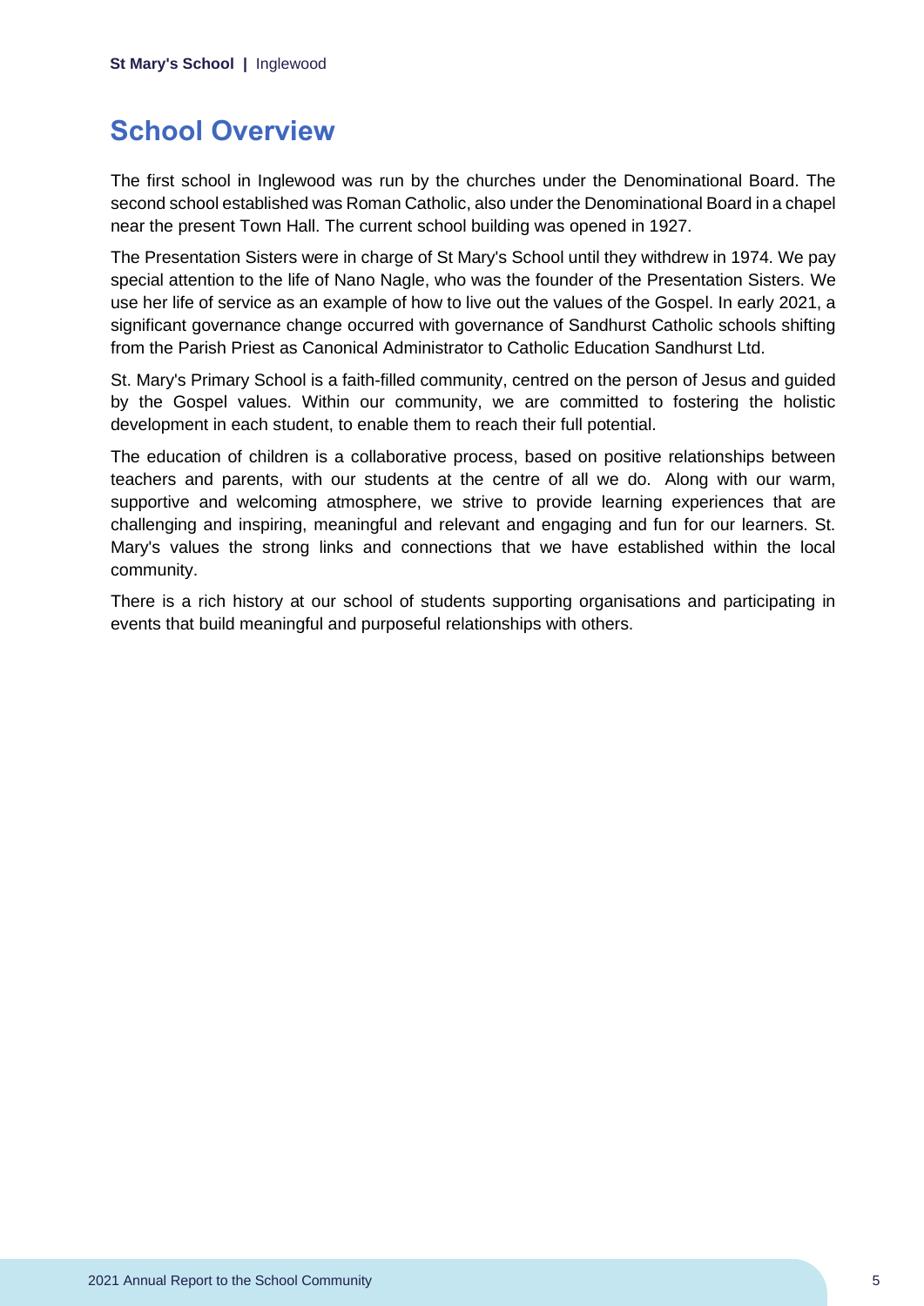## School Overview

The first school in Inglewood was run by the churches under the Denominational Board. The second school established was Roman Catholic, also under the Denominational Board in a chapel near the present Town Hall. The current school building was opened in 1927.

The Presentation Sisters were in charge of St Mary's School until they withdrew in 1974. We pay special attention to the life of Nano Nagle, who was the founder of the Presentation Sisters. We use her life of service as an example of how to live out the values of the Gospel. In early 2021, a significant governance change occurred with governance of Sandhurst Catholic schools shifting from the Parish Priest as Canonical Administrator to Catholic Education Sandhurst Ltd.

St. Mary's Primary School is a faith-filled community, centred on the person of Jesus and guided by the Gospel values. Within our community, we are committed to fostering the holistic development in each student, to enable them to reach their full potential.

The education of children is a collaborative process, based on positive relationships between teachers and parents, with our students at the centre of all we do. Along with our warm, supportive and welcoming atmosphere, we strive to provide learning experiences that are challenging and inspiring, meaningful and relevant and engaging and fun for our learners. St. Mary's values the strong links and connections that we have established within the local community.

There is a rich history at our school of students supporting organisations and participating in events that build meaningful and purposeful relationships with others.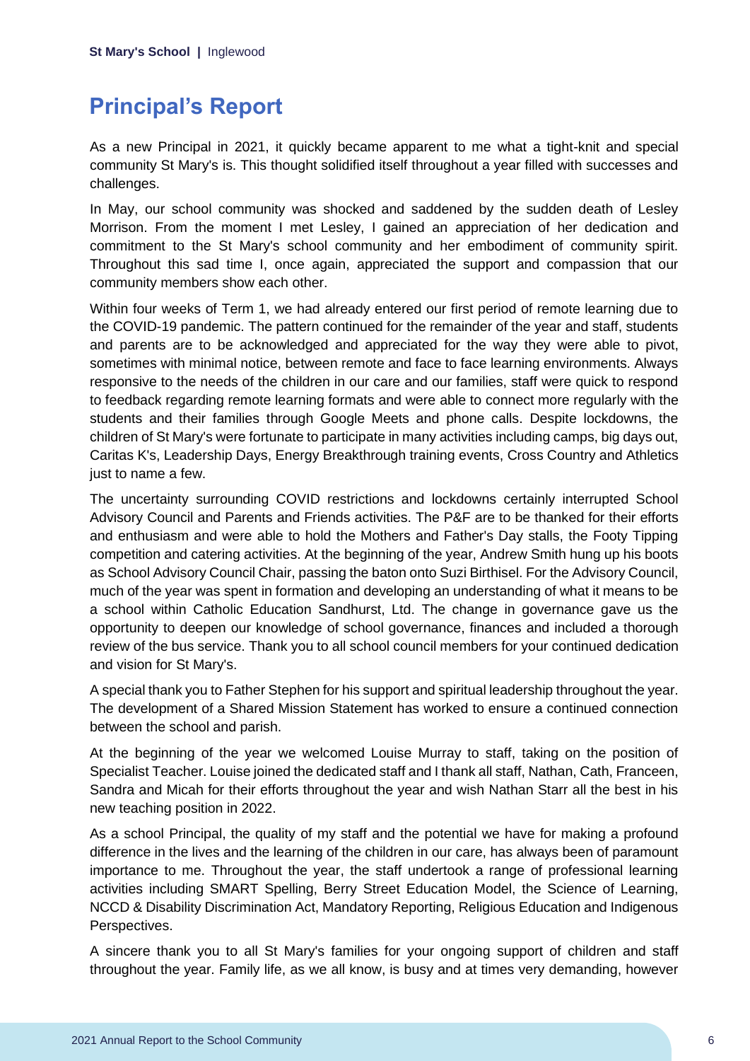# Principal's Report

As a new Principal in 2021, it quickly became apparent to me what a tight-knit and special community St Mary's is. This thought solidified itself throughout a year filled with successes and challenges.

In May, our school community was shocked and saddened by the sudden death of Lesley Morrison. From the moment I met Lesley, I gained an appreciation of her dedication and commitment to the St Mary's school community and her embodiment of community spirit. Throughout this sad time I, once again, appreciated the support and compassion that our community members show each other.

Within four weeks of Term 1, we had already entered our first period of remote learning due to the COVID-19 pandemic. The pattern continued for the remainder of the year and staff, students and parents are to be acknowledged and appreciated for the way they were able to pivot, sometimes with minimal notice, between remote and face to face learning environments. Always responsive to the needs of the children in our care and our families, staff were quick to respond to feedback regarding remote learning formats and were able to connect more regularly with the students and their families through Google Meets and phone calls. Despite lockdowns, the children of St Mary's were fortunate to participate in many activities including camps, big days out, Caritas K's, Leadership Days, Energy Breakthrough training events, Cross Country and Athletics just to name a few.

The uncertainty surrounding COVID restrictions and lockdowns certainly interrupted School Advisory Council and Parents and Friends activities. The P&F are to be thanked for their efforts and enthusiasm and were able to hold the Mothers and Father's Day stalls, the Footy Tipping competition and catering activities. At the beginning of the year, Andrew Smith hung up his boots as School Advisory Council Chair, passing the baton onto Suzi Birthisel. For the Advisory Council, much of the year was spent in formation and developing an understanding of what it means to be a school within Catholic Education Sandhurst, Ltd. The change in governance gave us the opportunity to deepen our knowledge of school governance, finances and included a thorough review of the bus service. Thank you to all school council members for your continued dedication and vision for St Mary's.

A special thank you to Father Stephen for his support and spiritual leadership throughout the year. The development of a Shared Mission Statement has worked to ensure a continued connection between the school and parish.

At the beginning of the year we welcomed Louise Murray to staff, taking on the position of Specialist Teacher. Louise joined the dedicated staff and I thank all staff, Nathan, Cath, Franceen, Sandra and Micah for their efforts throughout the year and wish Nathan Starr all the best in his new teaching position in 2022.

As a school Principal, the quality of my staff and the potential we have for making a profound difference in the lives and the learning of the children in our care, has always been of paramount importance to me. Throughout the year, the staff undertook a range of professional learning activities including SMART Spelling, Berry Street Education Model, the Science of Learning, NCCD & Disability Discrimination Act, Mandatory Reporting, Religious Education and Indigenous Perspectives.

A sincere thank you to all St Mary's families for your ongoing support of children and staff throughout the year. Family life, as we all know, is busy and at times very demanding, however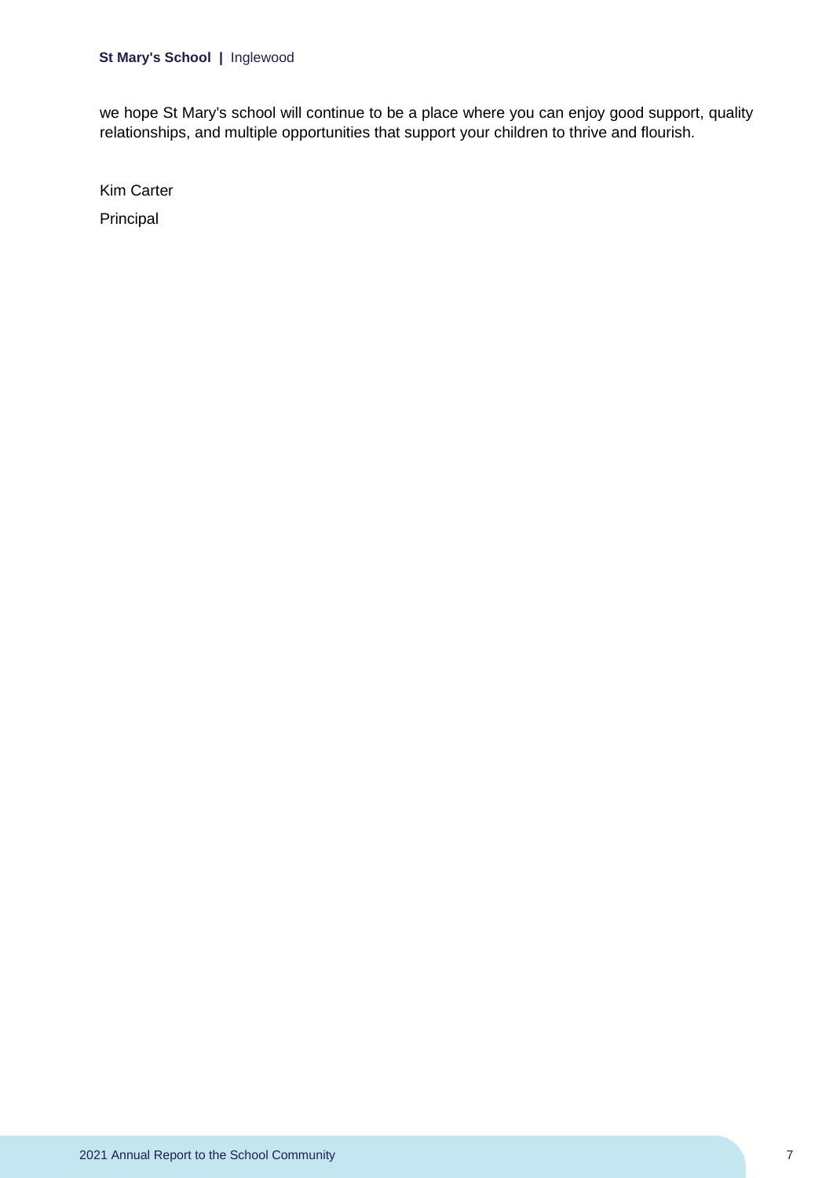we hope St Mary's school will continue to be a place where you can enjoy good support, quality relationships, and multiple opportunities that support your children to thrive and flourish.

Kim Carter

Principal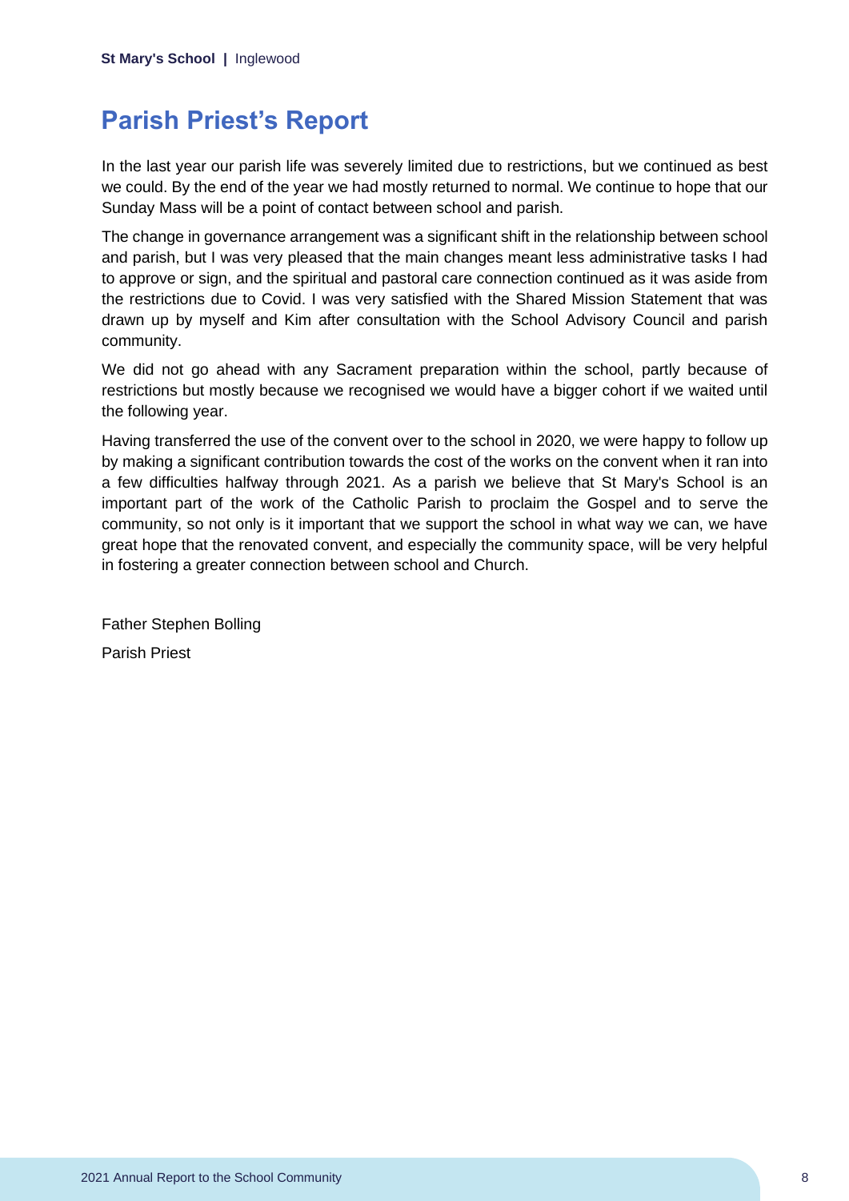# Parish Priest's Report

In the last year our parish life was severely limited due to restrictions, but we continued as best we could. By the end of the year we had mostly returned to normal. We continue to hope that our Sunday Mass will be a point of contact between school and parish.

The change in governance arrangement was a significant shift in the relationship between school and parish, but I was very pleased that the main changes meant less administrative tasks I had to approve or sign, and the spiritual and pastoral care connection continued as it was aside from the restrictions due to Covid. I was very satisfied with the Shared Mission Statement that was drawn up by myself and Kim after consultation with the School Advisory Council and parish community.

We did not go ahead with any Sacrament preparation within the school, partly because of restrictions but mostly because we recognised we would have a bigger cohort if we waited until the following year.

Having transferred the use of the convent over to the school in 2020, we were happy to follow up by making a significant contribution towards the cost of the works on the convent when it ran into a few difficulties halfway through 2021. As a parish we believe that St Mary's School is an important part of the work of the Catholic Parish to proclaim the Gospel and to serve the community, so not only is it important that we support the school in what way we can, we have great hope that the renovated convent, and especially the community space, will be very helpful in fostering a greater connection between school and Church.

Father Stephen Bolling

Parish Priest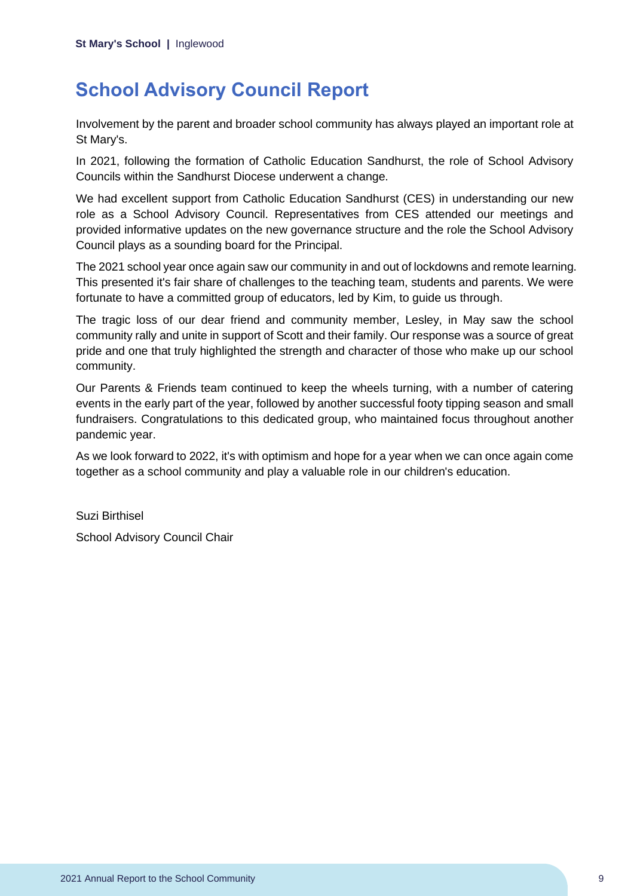# School Advisory Council Report

Involvement by the parent and broader school community has always played an important role at St Mary's.

In 2021, following the formation of Catholic Education Sandhurst, the role of School Advisory Councils within the Sandhurst Diocese underwent a change.

We had excellent support from Catholic Education Sandhurst (CES) in understanding our new role as a School Advisory Council. Representatives from CES attended our meetings and provided informative updates on the new governance structure and the role the School Advisory Council plays as a sounding board for the Principal.

The 2021 school year once again saw our community in and out of lockdowns and remote learning. This presented it's fair share of challenges to the teaching team, students and parents. We were fortunate to have a committed group of educators, led by Kim, to guide us through.

The tragic loss of our dear friend and community member, Lesley, in May saw the school community rally and unite in support of Scott and their family. Our response was a source of great pride and one that truly highlighted the strength and character of those who make up our school community.

Our Parents & Friends team continued to keep the wheels turning, with a number of catering events in the early part of the year, followed by another successful footy tipping season and small fundraisers. Congratulations to this dedicated group, who maintained focus throughout another pandemic year.

As we look forward to 2022, it's with optimism and hope for a year when we can once again come together as a school community and play a valuable role in our children's education.

Suzi Birthisel

School Advisory Council Chair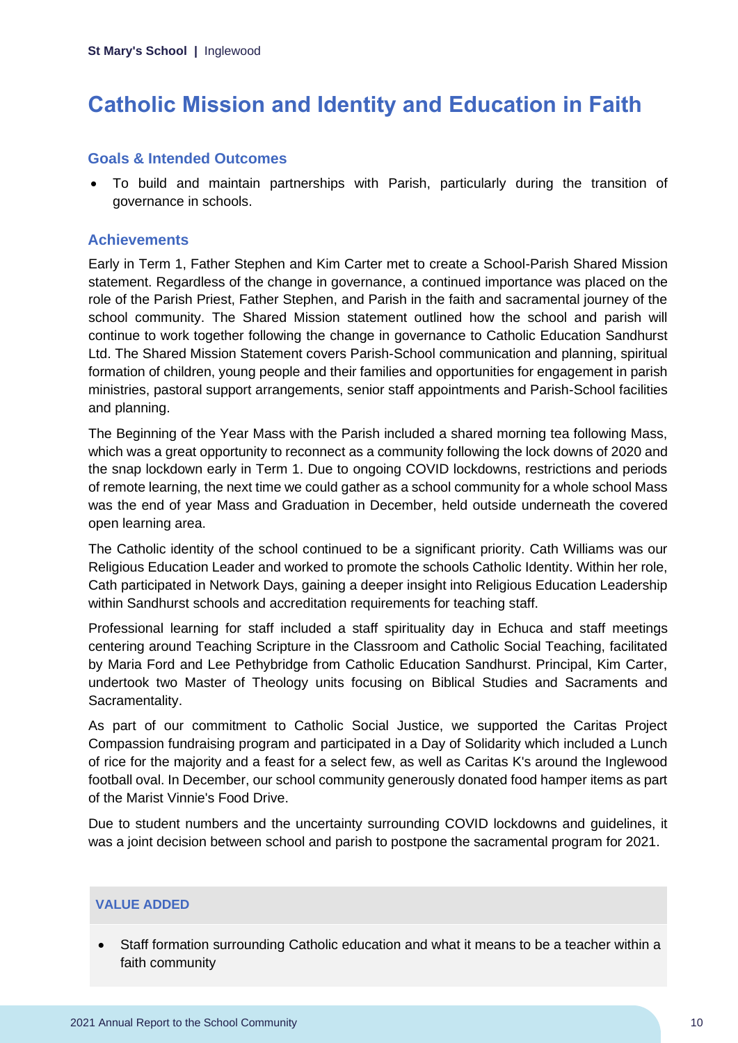# Catholic Mission and Identity and Education in Faith

## Goals & Intended Outcomes

- To build and maintain partnerships with Parish, particularly during the transition of governance in schools.

## Achievements

Early in Term 1, Father Stephen and Kim Carter met to create a School-Parish Shared Mission statement. Regardless of the change in governance, a continued importance was placed on the role of the Parish Priest, Father Stephen, and Parish in the faith and sacramental journey of the school community. The Shared Mission statement outlined how the school and parish will continue to work together following the change in governance to Catholic Education Sandhurst Ltd. The Shared Mission Statement covers Parish-School communication and planning, spiritual formation of children, young people and their families and opportunities for engagement in parish ministries, pastoral support arrangements, senior staff appointments and Parish-School facilities and planning.

The Beginning of the Year Mass with the Parish included a shared morning tea following Mass, which was a great opportunity to reconnect as a community following the lock downs of 2020 and the snap lockdown early in Term 1. Due to ongoing COVID lockdowns, restrictions and periods of remote learning, the next time we could gather as a school community for a whole school Mass was the end of year Mass and Graduation in December, held outside underneath the covered open learning area.

The Catholic identity of the school continued to be a significant priority. Cath Williams was our Religious Education Leader and worked to promote the schools Catholic Identity. Within her role, Cath participated in Network Days, gaining a deeper insight into Religious Education Leadership within Sandhurst schools and accreditation requirements for teaching staff.

Professional learning for staff included a staff spirituality day in Echuca and staff meetings centering around Teaching Scripture in the Classroom and Catholic Social Teaching, facilitated by Maria Ford and Lee Pethybridge from Catholic Education Sandhurst. Principal, Kim Carter, undertook two Master of Theology units focusing on Biblical Studies and Sacraments and Sacramentality.

As part of our commitment to Catholic Social Justice, we supported the Caritas Project Compassion fundraising program and participated in a Day of Solidarity which included a Lunch of rice for the majority and a feast for a select few, as well as Caritas K's around the Inglewood football oval. In December, our school community generously donated food hamper items as part of the Marist Vinnie's Food Drive.

Due to student numbers and the uncertainty surrounding COVID lockdowns and guidelines, it was a joint decision between school and parish to postpone the sacramental program for 2021.

### VALUE ADDED

- Staff formation surrounding Catholic education and what it means to be a teacher within a faith community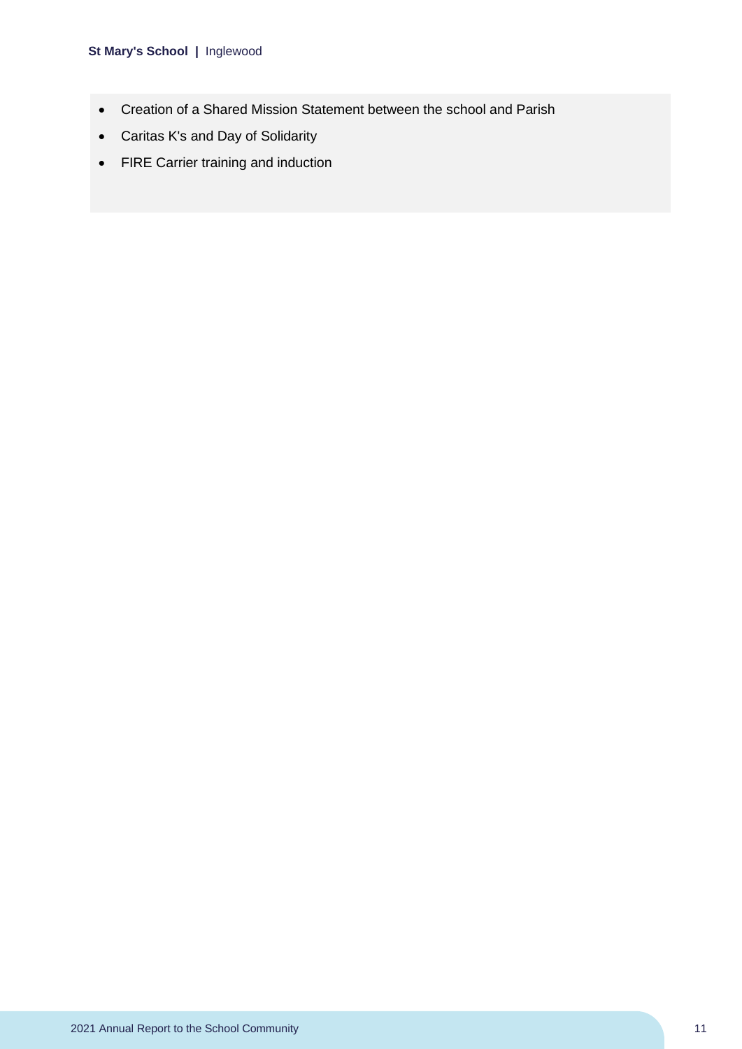- Creation of a Shared Mission Statement between the school and Parish
- Caritas K's and Day of Solidarity
- FIRE Carrier training and induction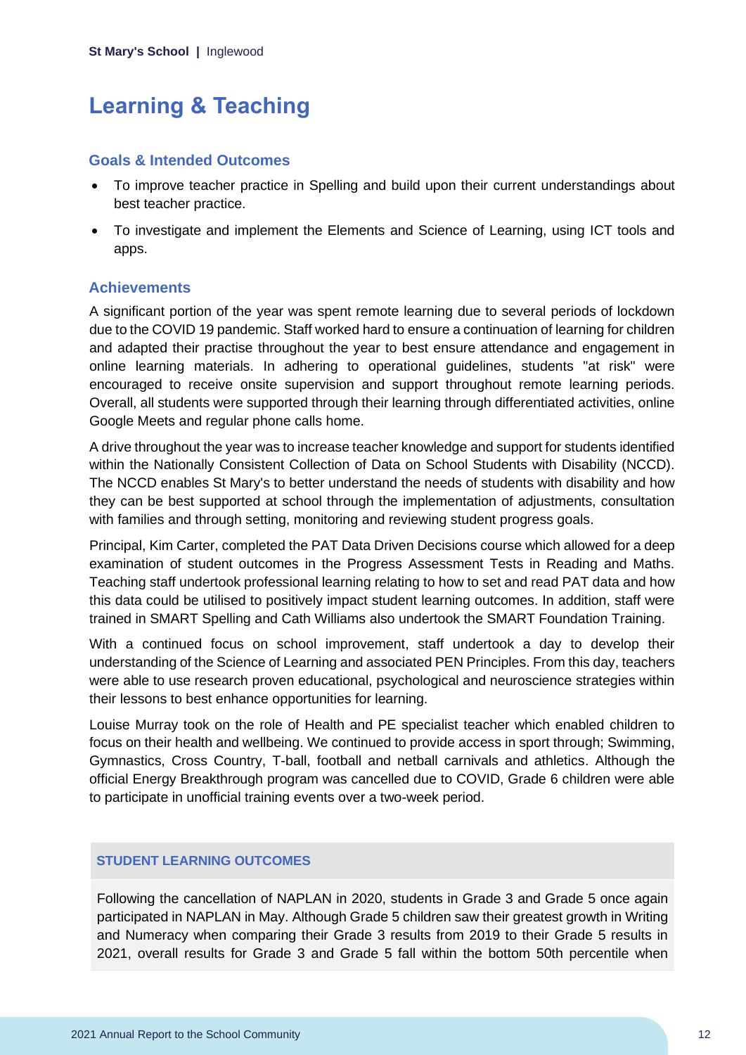# Learning & Teaching

## Goals & Intended Outcomes

- To improve teacher practice in Spelling and build upon their current understandings about best teacher practice.
- To investigate and implement the Elements and Science of Learning, using ICT tools and apps.

## Achievements

A significant portion of the year was spent remote learning due to several periods of lockdown due to the COVID 19 pandemic. Staff worked hard to ensure a continuation of learning for children and adapted their practise throughout the year to best ensure attendance and engagement in online learning materials. In adhering to operational guidelines, students "at risk" were encouraged to receive onsite supervision and support throughout remote learning periods. Overall, all students were supported through their learning through differentiated activities, online Google Meets and regular phone calls home.

A drive throughout the year was to increase teacher knowledge and support for students identified within the Nationally Consistent Collection of Data on School Students with Disability (NCCD). The NCCD enables St Mary's to better understand the needs of students with disability and how they can be best supported at school through the implementation of adjustments, consultation with families and through setting, monitoring and reviewing student progress goals.

Principal, Kim Carter, completed the PAT Data Driven Decisions course which allowed for a deep examination of student outcomes in the Progress Assessment Tests in Reading and Maths. Teaching staff undertook professional learning relating to how to set and read PAT data and how this data could be utilised to positively impact student learning outcomes. In addition, staff were trained in SMART Spelling and Cath Williams also undertook the SMART Foundation Training.

With a continued focus on school improvement, staff undertook a day to develop their understanding of the Science of Learning and associated PEN Principles. From this day, teachers were able to use research proven educational, psychological and neuroscience strategies within their lessons to best enhance opportunities for learning.

Louise Murray took on the role of Health and PE specialist teacher which enabled children to focus on their health and wellbeing. We continued to provide access in sport through; Swimming, Gymnastics, Cross Country, T-ball, football and netball carnivals and athletics. Although the official Energy Breakthrough program was cancelled due to COVID, Grade 6 children were able to participate in unofficial training events over a two-week period.

### STUDENT LEARNING OUTCOMES

Following the cancellation of NAPLAN in 2020, students in Grade 3 and Grade 5 once again participated in NAPLAN in May. Although Grade 5 children saw their greatest growth in Writing and Numeracy when comparing their Grade 3 results from 2019 to their Grade 5 results in 2021, overall results for Grade 3 and Grade 5 fall within the bottom 50th percentile when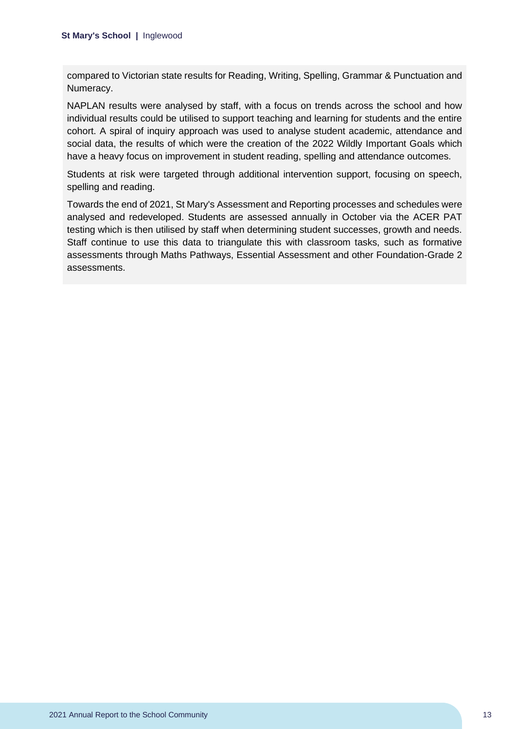compared to Victorian state results for Reading, Writing, Spelling, Grammar & Punctuation and Numeracy.

NAPLAN results were analysed by staff, with a focus on trends across the school and how individual results could be utilised to support teaching and learning for students and the entire cohort. A spiral of inquiry approach was used to analyse student academic, attendance and social data, the results of which were the creation of the 2022 Wildly Important Goals which have a heavy focus on improvement in student reading, spelling and attendance outcomes.

Students at risk were targeted through additional intervention support, focusing on speech, spelling and reading.

Towards the end of 2021, St Mary's Assessment and Reporting processes and schedules were analysed and redeveloped. Students are assessed annually in October via the ACER PAT testing which is then utilised by staff when determining student successes, growth and needs. Staff continue to use this data to triangulate this with classroom tasks, such as formative assessments through Maths Pathways, Essential Assessment and other Foundation-Grade 2 assessments.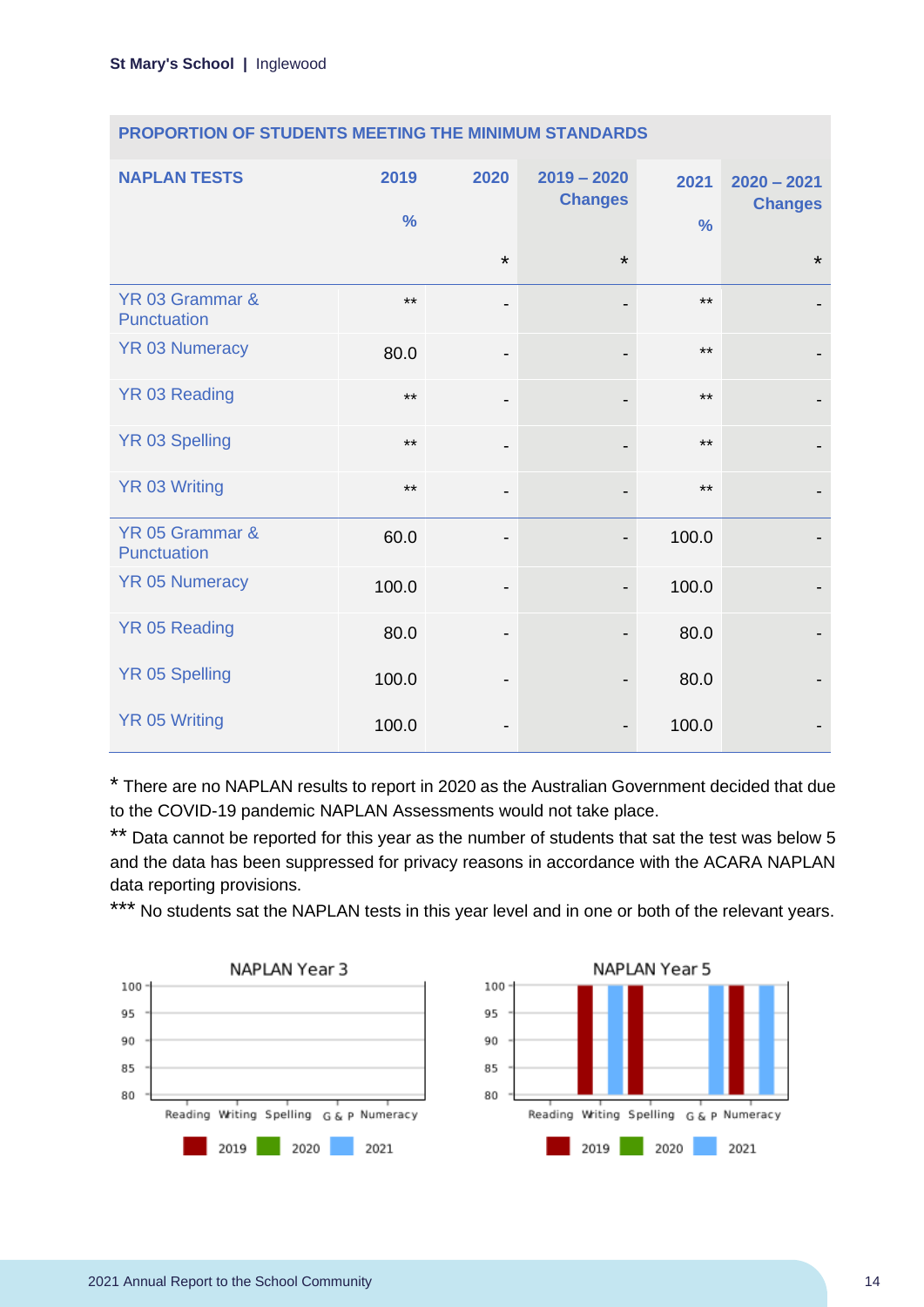## PROPORTION OF STUDENTS MEETING THE MINIMUM STANDARDS

| NAPLAN TESTS | 2019 % | 2020 * | 2019 – 2020 Changes * | 2021 % | 2020 – 2021 Changes * |
|---|---|---|---|---|---|
| YR 03 Grammar & Punctuation | ** | - | - | ** | - |
| YR 03 Numeracy | 80.0 | - | - | ** | - |
| YR 03 Reading | ** | - | - | ** | - |
| YR 03 Spelling | ** | - | - | ** | - |
| YR 03 Writing | ** | - | - | ** | - |
| YR 05 Grammar & Punctuation | 60.0 | - | - | 100.0 | - |
| YR 05 Numeracy | 100.0 | - | - | 100.0 | - |
| YR 05 Reading | 80.0 | - | - | 80.0 | - |
| YR 05 Spelling | 100.0 | - | - | 80.0 | - |
| YR 05 Writing | 100.0 | - | - | 100.0 | - |

* There are no NAPLAN results to report in 2020 as the Australian Government decided that due to the COVID-19 pandemic NAPLAN Assessments would not take place.

** Data cannot be reported for this year as the number of students that sat the test was below 5 and the data has been suppressed for privacy reasons in accordance with the ACARA NAPLAN data reporting provisions.

*** No students sat the NAPLAN tests in this year level and in one or both of the relevant years.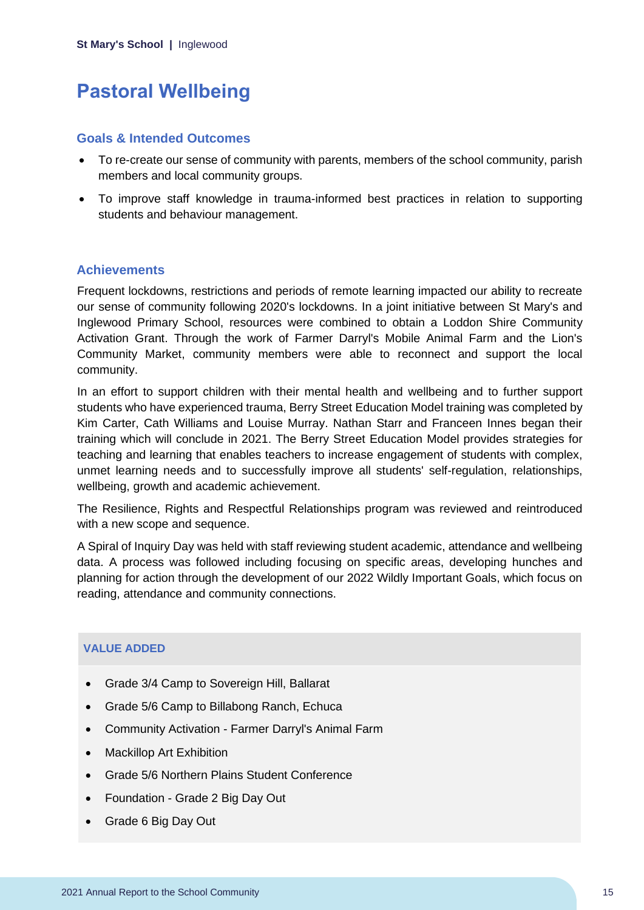# Pastoral Wellbeing

## Goals & Intended Outcomes

- To re-create our sense of community with parents, members of the school community, parish members and local community groups.
- To improve staff knowledge in trauma-informed best practices in relation to supporting students and behaviour management.

## Achievements

Frequent lockdowns, restrictions and periods of remote learning impacted our ability to recreate our sense of community following 2020's lockdowns. In a joint initiative between St Mary's and Inglewood Primary School, resources were combined to obtain a Loddon Shire Community Activation Grant. Through the work of Farmer Darryl's Mobile Animal Farm and the Lion's Community Market, community members were able to reconnect and support the local community.

In an effort to support children with their mental health and wellbeing and to further support students who have experienced trauma, Berry Street Education Model training was completed by Kim Carter, Cath Williams and Louise Murray. Nathan Starr and Franceen Innes began their training which will conclude in 2021. The Berry Street Education Model provides strategies for teaching and learning that enables teachers to increase engagement of students with complex, unmet learning needs and to successfully improve all students' self-regulation, relationships, wellbeing, growth and academic achievement.

The Resilience, Rights and Respectful Relationships program was reviewed and reintroduced with a new scope and sequence.

A Spiral of Inquiry Day was held with staff reviewing student academic, attendance and wellbeing data. A process was followed including focusing on specific areas, developing hunches and planning for action through the development of our 2022 Wildly Important Goals, which focus on reading, attendance and community connections.

### VALUE ADDED

- Grade 3/4 Camp to Sovereign Hill, Ballarat
- Grade 5/6 Camp to Billabong Ranch, Echuca
- Community Activation - Farmer Darryl's Animal Farm
- Mackillop Art Exhibition
- Grade 5/6 Northern Plains Student Conference
- Foundation - Grade 2 Big Day Out
- Grade 6 Big Day Out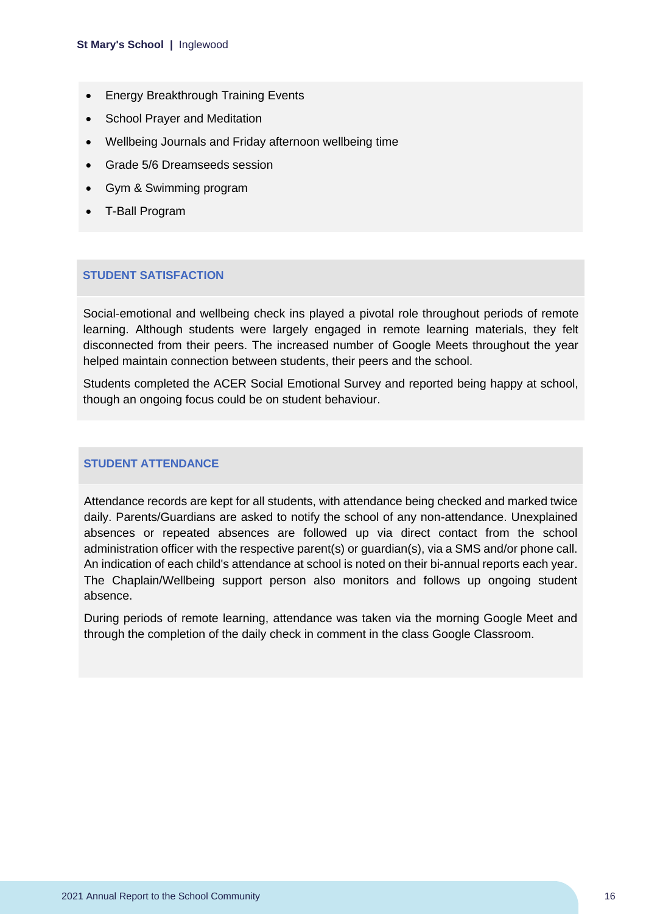- Energy Breakthrough Training Events
- School Prayer and Meditation
- Wellbeing Journals and Friday afternoon wellbeing time
- Grade 5/6 Dreamseeds session
- Gym & Swimming program
- T-Ball Program

## STUDENT SATISFACTION

Social-emotional and wellbeing check ins played a pivotal role throughout periods of remote learning. Although students were largely engaged in remote learning materials, they felt disconnected from their peers. The increased number of Google Meets throughout the year helped maintain connection between students, their peers and the school.

Students completed the ACER Social Emotional Survey and reported being happy at school, though an ongoing focus could be on student behaviour.

## STUDENT ATTENDANCE

Attendance records are kept for all students, with attendance being checked and marked twice daily. Parents/Guardians are asked to notify the school of any non-attendance. Unexplained absences or repeated absences are followed up via direct contact from the school administration officer with the respective parent(s) or guardian(s), via a SMS and/or phone call. An indication of each child's attendance at school is noted on their bi-annual reports each year. The Chaplain/Wellbeing support person also monitors and follows up ongoing student absence.

During periods of remote learning, attendance was taken via the morning Google Meet and through the completion of the daily check in comment in the class Google Classroom.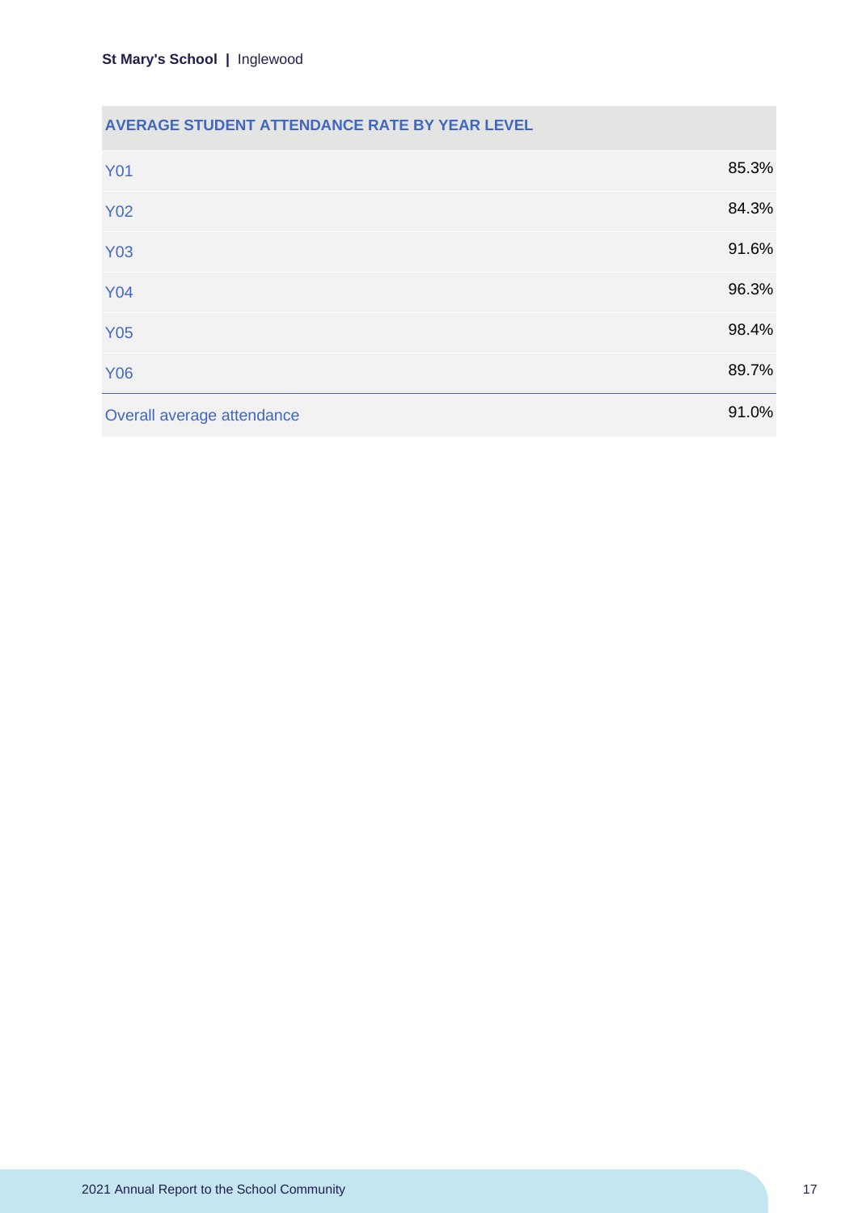| AVERAGE STUDENT ATTENDANCE RATE BY YEAR LEVEL | |
|---|---|
| Y01 | 85.3% |
| Y02 | 84.3% |
| Y03 | 91.6% |
| Y04 | 96.3% |
| Y05 | 98.4% |
| Y06 | 89.7% |
| Overall average attendance | 91.0% |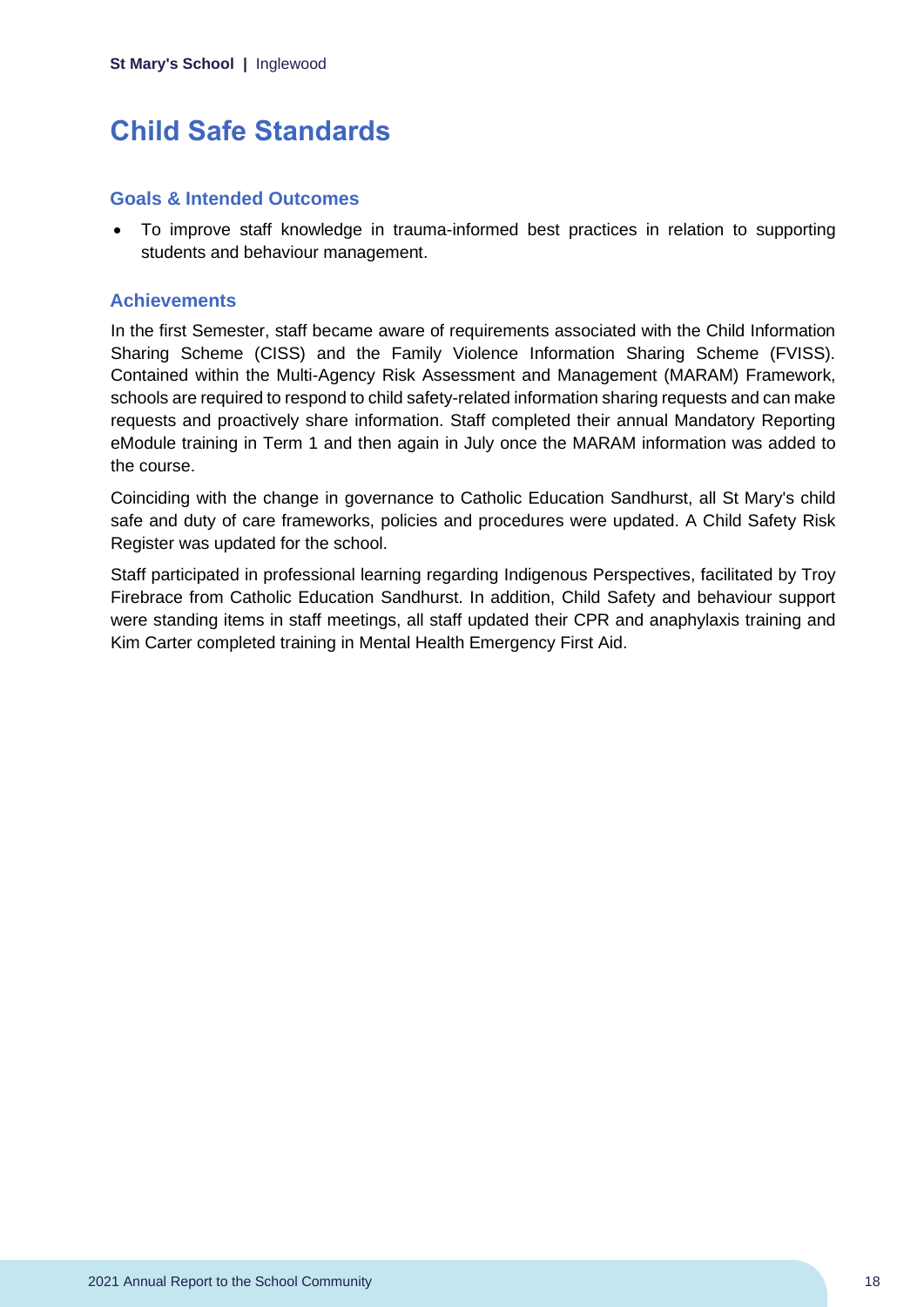# Child Safe Standards

## Goals & Intended Outcomes

- To improve staff knowledge in trauma-informed best practices in relation to supporting students and behaviour management.

## Achievements

In the first Semester, staff became aware of requirements associated with the Child Information Sharing Scheme (CISS) and the Family Violence Information Sharing Scheme (FVISS). Contained within the Multi-Agency Risk Assessment and Management (MARAM) Framework, schools are required to respond to child safety-related information sharing requests and can make requests and proactively share information. Staff completed their annual Mandatory Reporting eModule training in Term 1 and then again in July once the MARAM information was added to the course.

Coinciding with the change in governance to Catholic Education Sandhurst, all St Mary's child safe and duty of care frameworks, policies and procedures were updated. A Child Safety Risk Register was updated for the school.

Staff participated in professional learning regarding Indigenous Perspectives, facilitated by Troy Firebrace from Catholic Education Sandhurst. In addition, Child Safety and behaviour support were standing items in staff meetings, all staff updated their CPR and anaphylaxis training and Kim Carter completed training in Mental Health Emergency First Aid.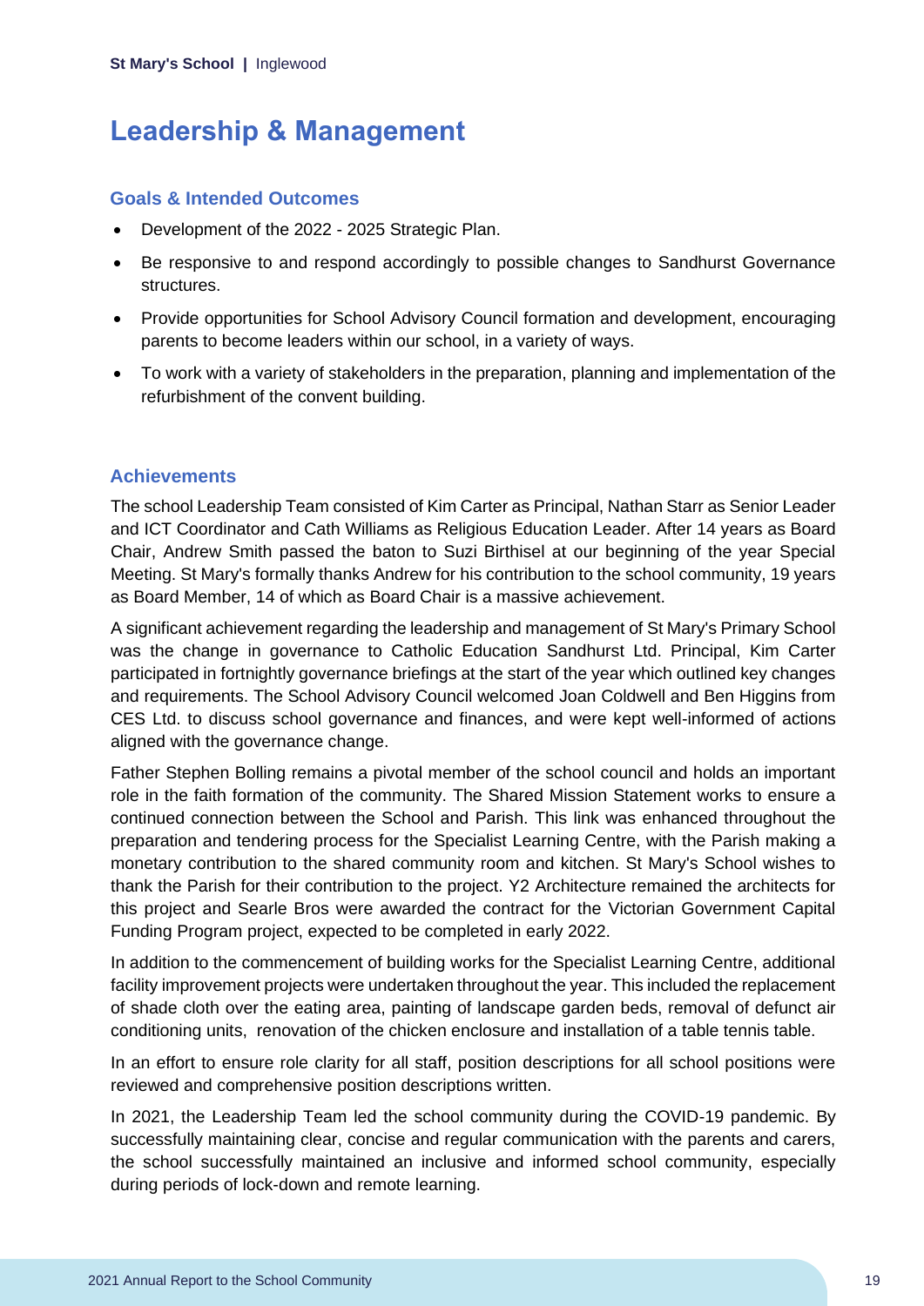# Leadership & Management

## Goals & Intended Outcomes

- Development of the 2022 - 2025 Strategic Plan.
- Be responsive to and respond accordingly to possible changes to Sandhurst Governance structures.
- Provide opportunities for School Advisory Council formation and development, encouraging parents to become leaders within our school, in a variety of ways.
- To work with a variety of stakeholders in the preparation, planning and implementation of the refurbishment of the convent building.

## Achievements

The school Leadership Team consisted of Kim Carter as Principal, Nathan Starr as Senior Leader and ICT Coordinator and Cath Williams as Religious Education Leader. After 14 years as Board Chair, Andrew Smith passed the baton to Suzi Birthisel at our beginning of the year Special Meeting. St Mary's formally thanks Andrew for his contribution to the school community, 19 years as Board Member, 14 of which as Board Chair is a massive achievement.

A significant achievement regarding the leadership and management of St Mary's Primary School was the change in governance to Catholic Education Sandhurst Ltd. Principal, Kim Carter participated in fortnightly governance briefings at the start of the year which outlined key changes and requirements. The School Advisory Council welcomed Joan Coldwell and Ben Higgins from CES Ltd. to discuss school governance and finances, and were kept well-informed of actions aligned with the governance change.

Father Stephen Bolling remains a pivotal member of the school council and holds an important role in the faith formation of the community. The Shared Mission Statement works to ensure a continued connection between the School and Parish. This link was enhanced throughout the preparation and tendering process for the Specialist Learning Centre, with the Parish making a monetary contribution to the shared community room and kitchen. St Mary's School wishes to thank the Parish for their contribution to the project. Y2 Architecture remained the architects for this project and Searle Bros were awarded the contract for the Victorian Government Capital Funding Program project, expected to be completed in early 2022.

In addition to the commencement of building works for the Specialist Learning Centre, additional facility improvement projects were undertaken throughout the year. This included the replacement of shade cloth over the eating area, painting of landscape garden beds, removal of defunct air conditioning units, renovation of the chicken enclosure and installation of a table tennis table.

In an effort to ensure role clarity for all staff, position descriptions for all school positions were reviewed and comprehensive position descriptions written.

In 2021, the Leadership Team led the school community during the COVID-19 pandemic. By successfully maintaining clear, concise and regular communication with the parents and carers, the school successfully maintained an inclusive and informed school community, especially during periods of lock-down and remote learning.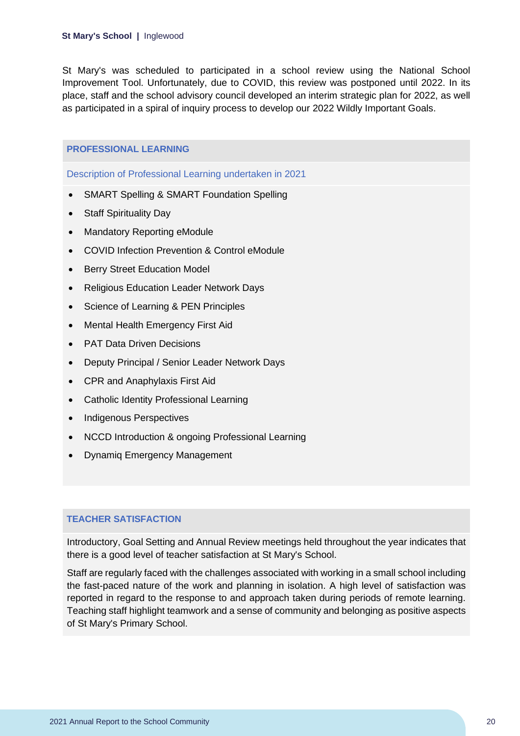St Mary's was scheduled to participated in a school review using the National School Improvement Tool. Unfortunately, due to COVID, this review was postponed until 2022. In its place, staff and the school advisory council developed an interim strategic plan for 2022, as well as participated in a spiral of inquiry process to develop our 2022 Wildly Important Goals.

## PROFESSIONAL LEARNING

### Description of Professional Learning undertaken in 2021

- SMART Spelling & SMART Foundation Spelling
- Staff Spirituality Day
- Mandatory Reporting eModule
- COVID Infection Prevention & Control eModule
- Berry Street Education Model
- Religious Education Leader Network Days
- Science of Learning & PEN Principles
- Mental Health Emergency First Aid
- PAT Data Driven Decisions
- Deputy Principal / Senior Leader Network Days
- CPR and Anaphylaxis First Aid
- Catholic Identity Professional Learning
- Indigenous Perspectives
- NCCD Introduction & ongoing Professional Learning
- Dynamiq Emergency Management

## TEACHER SATISFACTION

Introductory, Goal Setting and Annual Review meetings held throughout the year indicates that there is a good level of teacher satisfaction at St Mary's School.

Staff are regularly faced with the challenges associated with working in a small school including the fast-paced nature of the work and planning in isolation. A high level of satisfaction was reported in regard to the response to and approach taken during periods of remote learning. Teaching staff highlight teamwork and a sense of community and belonging as positive aspects of St Mary's Primary School.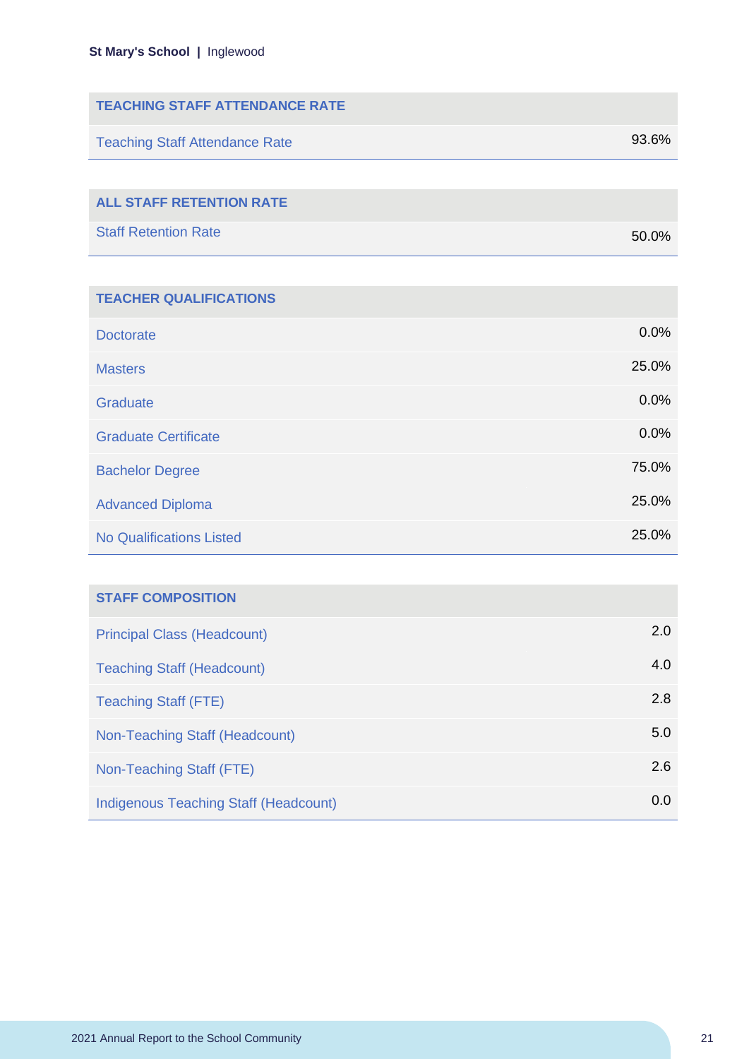| TEACHING STAFF ATTENDANCE RATE | |
|---|---|
| Teaching Staff Attendance Rate | 93.6% |

| ALL STAFF RETENTION RATE | |
|---|---|
| Staff Retention Rate | 50.0% |

| TEACHER QUALIFICATIONS | |
|---|---|
| Doctorate | 0.0% |
| Masters | 25.0% |
| Graduate | 0.0% |
| Graduate Certificate | 0.0% |
| Bachelor Degree | 75.0% |
| Advanced Diploma | 25.0% |
| No Qualifications Listed | 25.0% |

| STAFF COMPOSITION | |
|---|---|
| Principal Class (Headcount) | 2.0 |
| Teaching Staff (Headcount) | 4.0 |
| Teaching Staff (FTE) | 2.8 |
| Non-Teaching Staff (Headcount) | 5.0 |
| Non-Teaching Staff (FTE) | 2.6 |
| Indigenous Teaching Staff (Headcount) | 0.0 |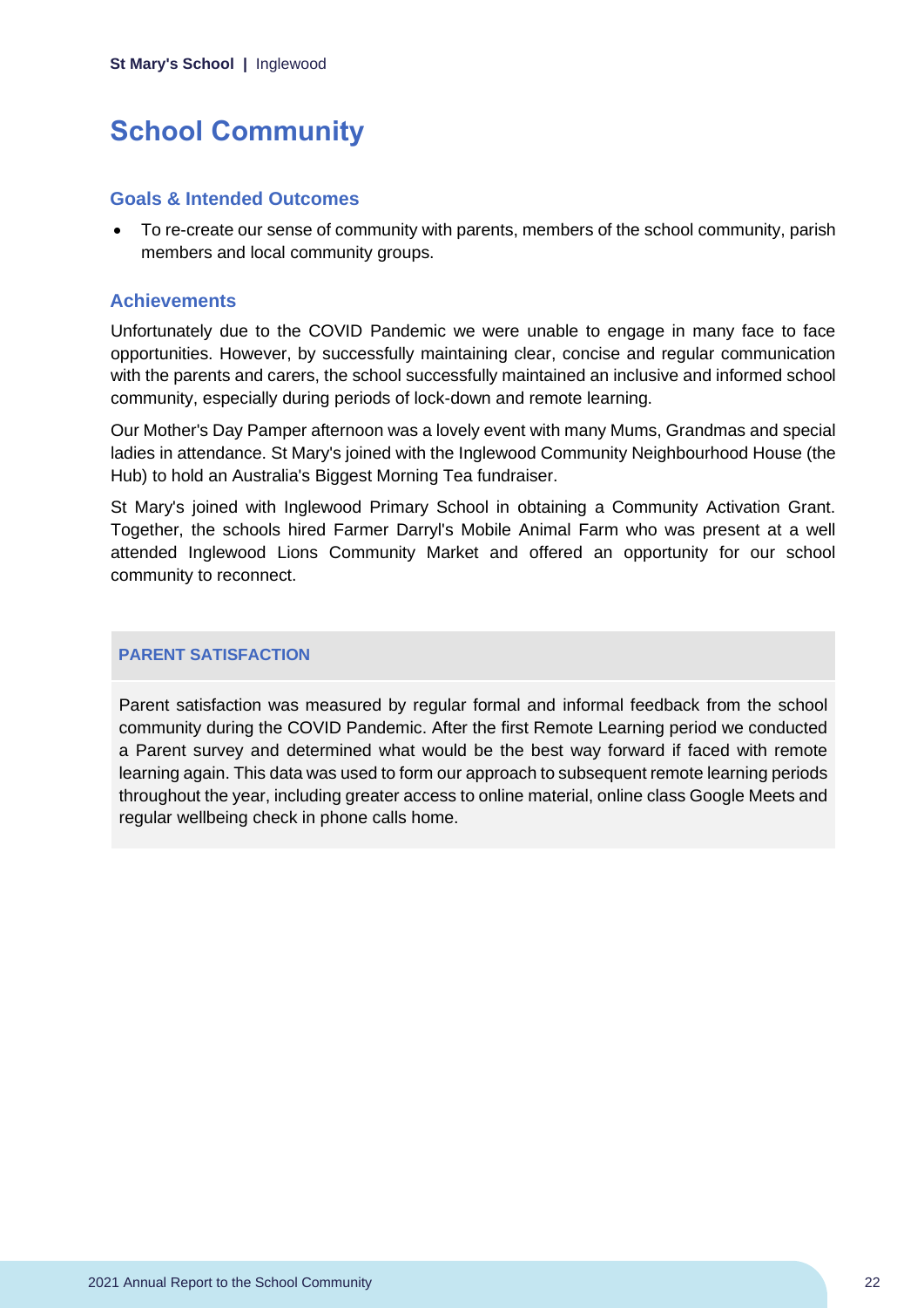# School Community

## Goals & Intended Outcomes

- To re-create our sense of community with parents, members of the school community, parish members and local community groups.

## Achievements

Unfortunately due to the COVID Pandemic we were unable to engage in many face to face opportunities. However, by successfully maintaining clear, concise and regular communication with the parents and carers, the school successfully maintained an inclusive and informed school community, especially during periods of lock-down and remote learning.

Our Mother's Day Pamper afternoon was a lovely event with many Mums, Grandmas and special ladies in attendance. St Mary's joined with the Inglewood Community Neighbourhood House (the Hub) to hold an Australia's Biggest Morning Tea fundraiser.

St Mary's joined with Inglewood Primary School in obtaining a Community Activation Grant. Together, the schools hired Farmer Darryl's Mobile Animal Farm who was present at a well attended Inglewood Lions Community Market and offered an opportunity for our school community to reconnect.

### PARENT SATISFACTION

Parent satisfaction was measured by regular formal and informal feedback from the school community during the COVID Pandemic. After the first Remote Learning period we conducted a Parent survey and determined what would be the best way forward if faced with remote learning again. This data was used to form our approach to subsequent remote learning periods throughout the year, including greater access to online material, online class Google Meets and regular wellbeing check in phone calls home.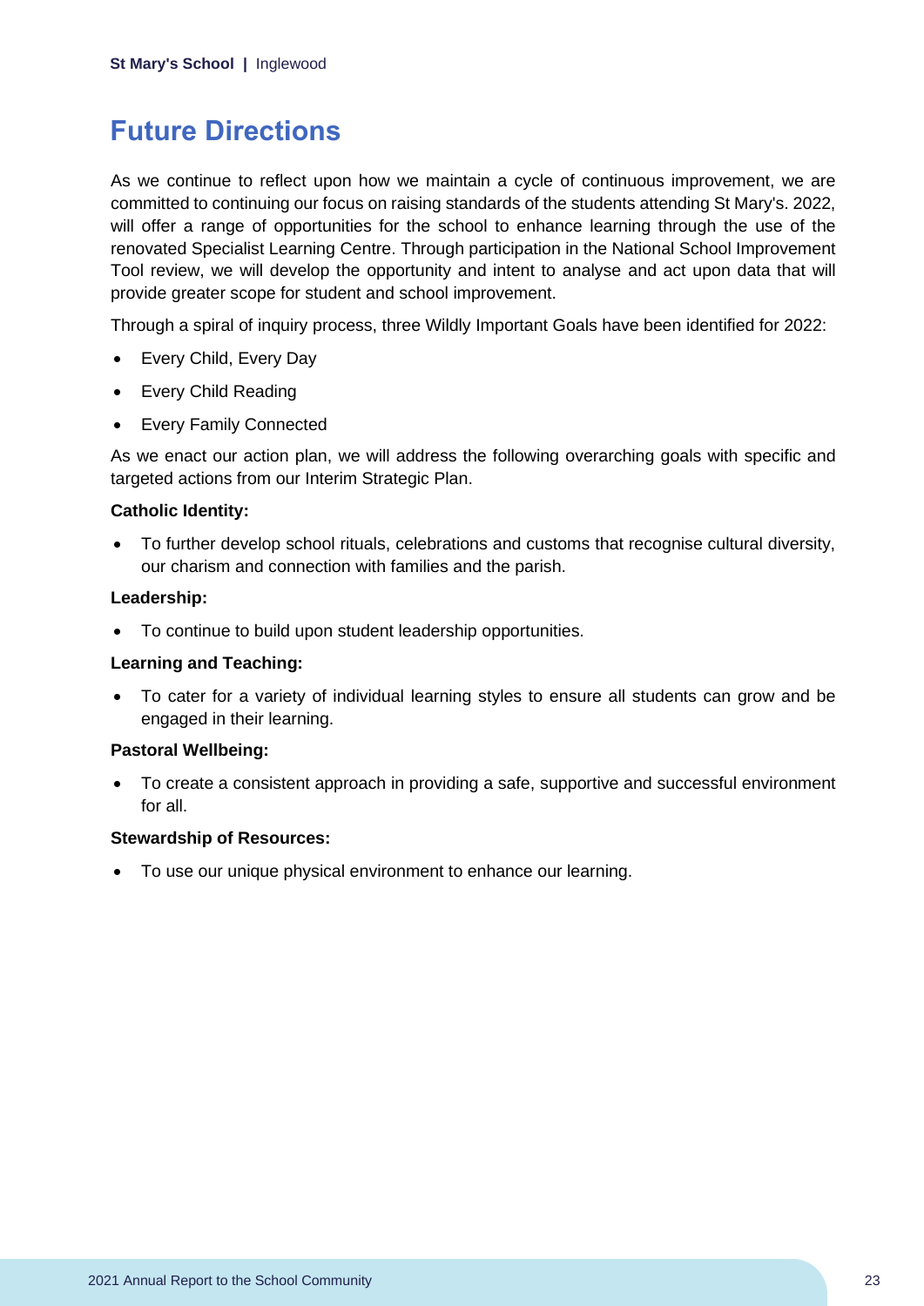# Future Directions

As we continue to reflect upon how we maintain a cycle of continuous improvement, we are committed to continuing our focus on raising standards of the students attending St Mary's. 2022, will offer a range of opportunities for the school to enhance learning through the use of the renovated Specialist Learning Centre. Through participation in the National School Improvement Tool review, we will develop the opportunity and intent to analyse and act upon data that will provide greater scope for student and school improvement.

Through a spiral of inquiry process, three Wildly Important Goals have been identified for 2022:

- Every Child, Every Day
- Every Child Reading
- Every Family Connected

As we enact our action plan, we will address the following overarching goals with specific and targeted actions from our Interim Strategic Plan.

**Catholic Identity:**

- To further develop school rituals, celebrations and customs that recognise cultural diversity, our charism and connection with families and the parish.

**Leadership:**

- To continue to build upon student leadership opportunities.

**Learning and Teaching:**

- To cater for a variety of individual learning styles to ensure all students can grow and be engaged in their learning.

**Pastoral Wellbeing:**

- To create a consistent approach in providing a safe, supportive and successful environment for all.

**Stewardship of Resources:**

- To use our unique physical environment to enhance our learning.